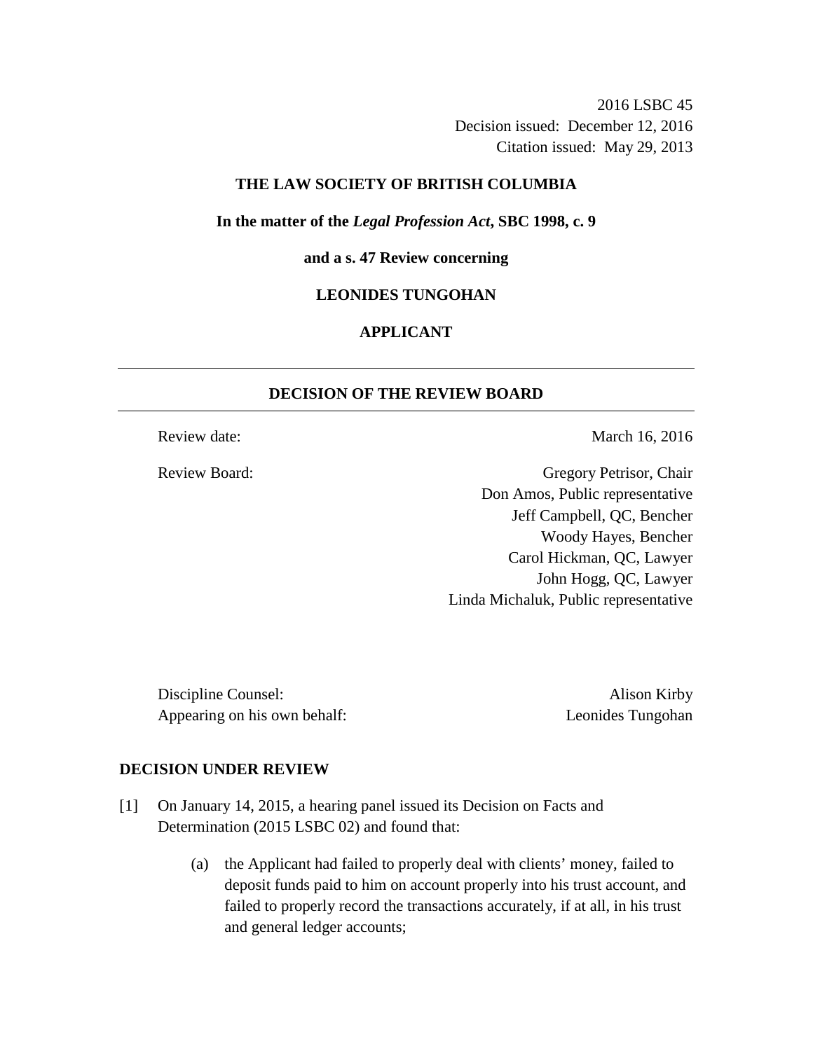2016 LSBC 45
Decision issued: December 12, 2016
Citation issued: May 29, 2013

**THE LAW SOCIETY OF BRITISH COLUMBIA**

**In the matter of the *Legal Profession Act*, SBC 1998, c. 9**

**and a s. 47 Review concerning**

**LEONIDES TUNGOHAN**

**APPLICANT**

---

## DECISION OF THE REVIEW BOARD

---

Review date: March 16, 2016

Review Board:
Gregory Petrisor, Chair
Don Amos, Public representative
Jeff Campbell, QC, Bencher
Woody Hayes, Bencher
Carol Hickman, QC, Lawyer
John Hogg, QC, Lawyer
Linda Michaluk, Public representative

Discipline Counsel: Alison Kirby
Appearing on his own behalf: Leonides Tungohan

### DECISION UNDER REVIEW

[1] On January 14, 2015, a hearing panel issued its Decision on Facts and Determination (2015 LSBC 02) and found that:

(a) the Applicant had failed to properly deal with clients' money, failed to deposit funds paid to him on account properly into his trust account, and failed to properly record the transactions accurately, if at all, in his trust and general ledger accounts;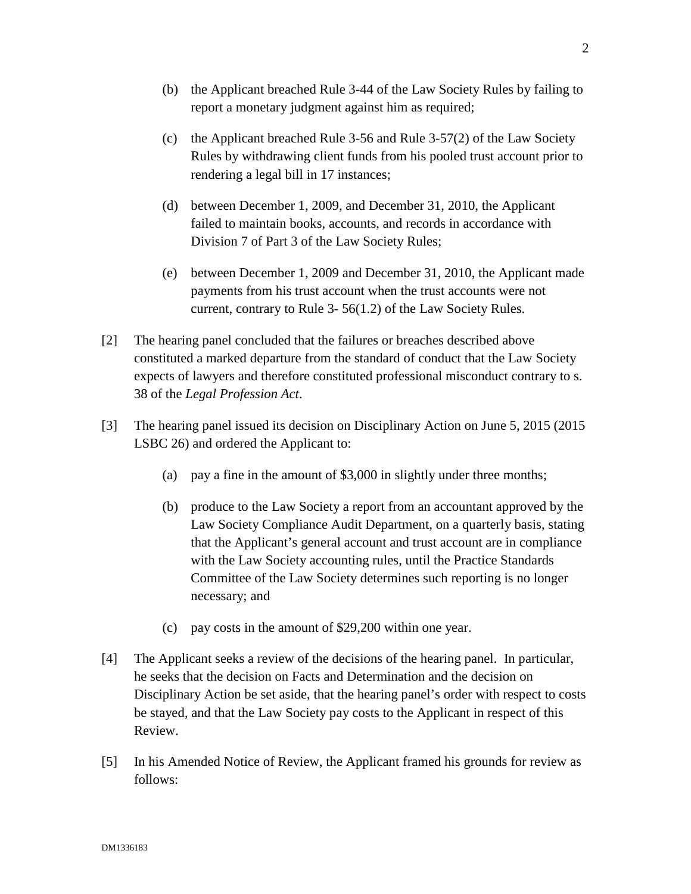(b) the Applicant breached Rule 3-44 of the Law Society Rules by failing to report a monetary judgment against him as required;

(c) the Applicant breached Rule 3-56 and Rule 3-57(2) of the Law Society Rules by withdrawing client funds from his pooled trust account prior to rendering a legal bill in 17 instances;

(d) between December 1, 2009, and December 31, 2010, the Applicant failed to maintain books, accounts, and records in accordance with Division 7 of Part 3 of the Law Society Rules;

(e) between December 1, 2009 and December 31, 2010, the Applicant made payments from his trust account when the trust accounts were not current, contrary to Rule 3- 56(1.2) of the Law Society Rules.

[2] The hearing panel concluded that the failures or breaches described above constituted a marked departure from the standard of conduct that the Law Society expects of lawyers and therefore constituted professional misconduct contrary to s. 38 of the *Legal Profession Act*.

[3] The hearing panel issued its decision on Disciplinary Action on June 5, 2015 (2015 LSBC 26) and ordered the Applicant to:

(a) pay a fine in the amount of $3,000 in slightly under three months;

(b) produce to the Law Society a report from an accountant approved by the Law Society Compliance Audit Department, on a quarterly basis, stating that the Applicant's general account and trust account are in compliance with the Law Society accounting rules, until the Practice Standards Committee of the Law Society determines such reporting is no longer necessary; and

(c) pay costs in the amount of $29,200 within one year.

[4] The Applicant seeks a review of the decisions of the hearing panel. In particular, he seeks that the decision on Facts and Determination and the decision on Disciplinary Action be set aside, that the hearing panel's order with respect to costs be stayed, and that the Law Society pay costs to the Applicant in respect of this Review.

[5] In his Amended Notice of Review, the Applicant framed his grounds for review as follows: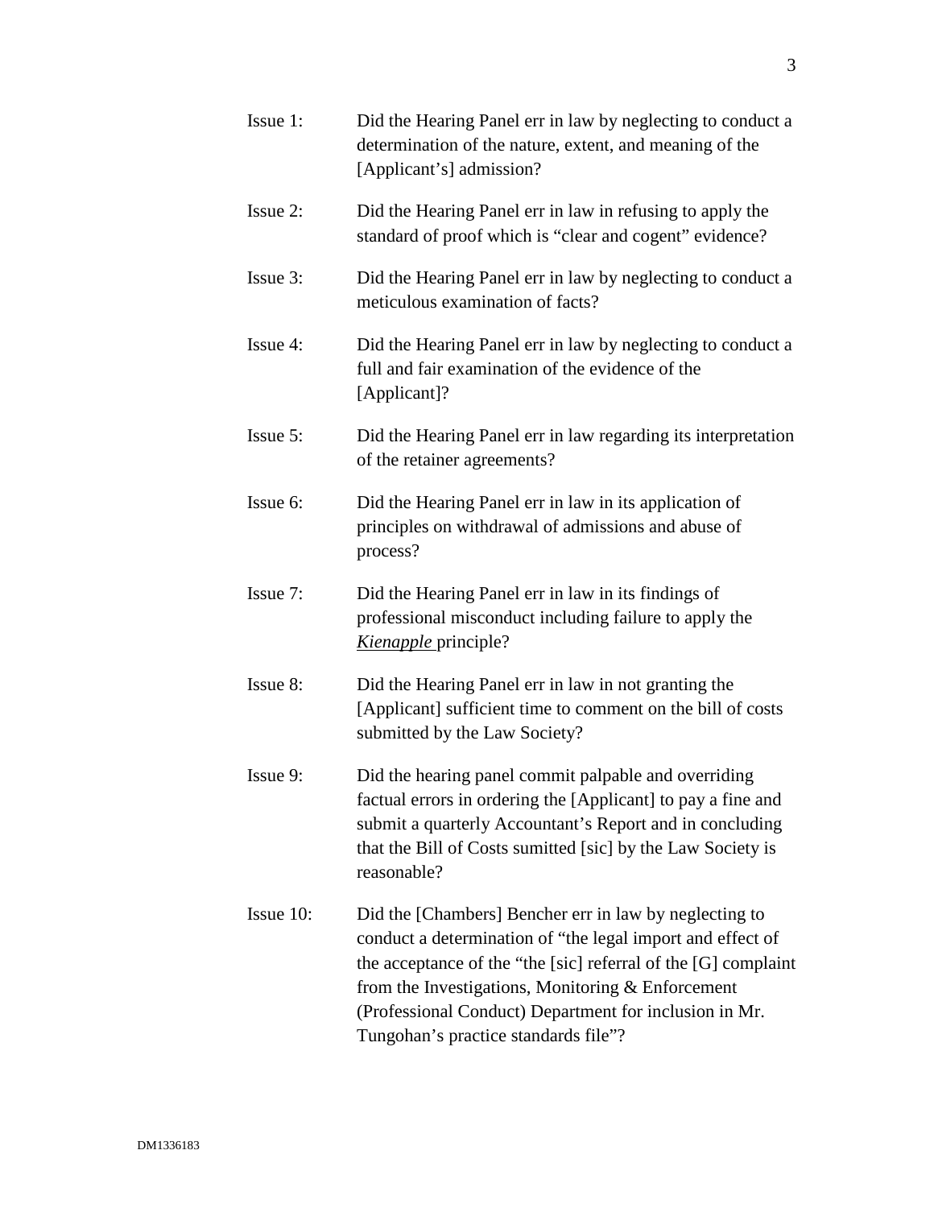Issue 1: Did the Hearing Panel err in law by neglecting to conduct a determination of the nature, extent, and meaning of the [Applicant's] admission?

Issue 2: Did the Hearing Panel err in law in refusing to apply the standard of proof which is "clear and cogent" evidence?

Issue 3: Did the Hearing Panel err in law by neglecting to conduct a meticulous examination of facts?

Issue 4: Did the Hearing Panel err in law by neglecting to conduct a full and fair examination of the evidence of the [Applicant]?

Issue 5: Did the Hearing Panel err in law regarding its interpretation of the retainer agreements?

Issue 6: Did the Hearing Panel err in law in its application of principles on withdrawal of admissions and abuse of process?

Issue 7: Did the Hearing Panel err in law in its findings of professional misconduct including failure to apply the *Kienapple* principle?

Issue 8: Did the Hearing Panel err in law in not granting the [Applicant] sufficient time to comment on the bill of costs submitted by the Law Society?

Issue 9: Did the hearing panel commit palpable and overriding factual errors in ordering the [Applicant] to pay a fine and submit a quarterly Accountant's Report and in concluding that the Bill of Costs sumitted [sic] by the Law Society is reasonable?

Issue 10: Did the [Chambers] Bencher err in law by neglecting to conduct a determination of "the legal import and effect of the acceptance of the "the [sic] referral of the [G] complaint from the Investigations, Monitoring & Enforcement (Professional Conduct) Department for inclusion in Mr. Tungohan's practice standards file"?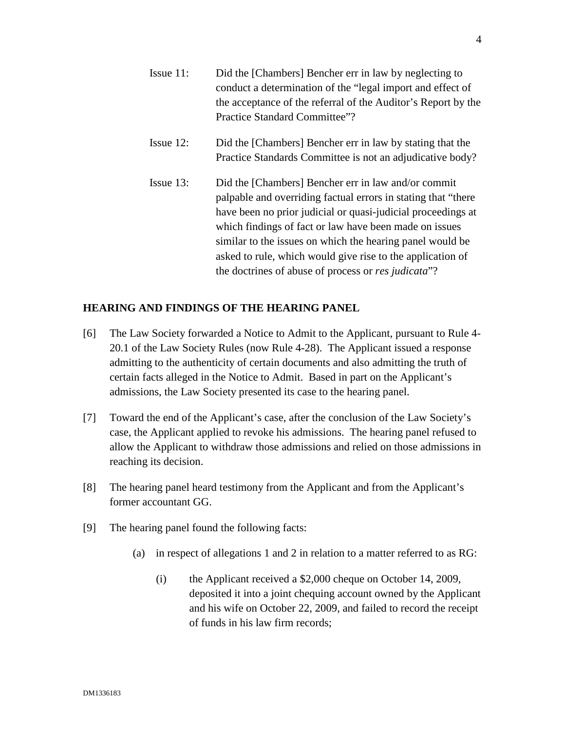Issue 11: Did the [Chambers] Bencher err in law by neglecting to conduct a determination of the "legal import and effect of the acceptance of the referral of the Auditor's Report by the Practice Standard Committee"?

Issue 12: Did the [Chambers] Bencher err in law by stating that the Practice Standards Committee is not an adjudicative body?

Issue 13: Did the [Chambers] Bencher err in law and/or commit palpable and overriding factual errors in stating that "there have been no prior judicial or quasi-judicial proceedings at which findings of fact or law have been made on issues similar to the issues on which the hearing panel would be asked to rule, which would give rise to the application of the doctrines of abuse of process or *res judicata*"?

## HEARING AND FINDINGS OF THE HEARING PANEL

[6] The Law Society forwarded a Notice to Admit to the Applicant, pursuant to Rule 4-20.1 of the Law Society Rules (now Rule 4-28). The Applicant issued a response admitting to the authenticity of certain documents and also admitting the truth of certain facts alleged in the Notice to Admit. Based in part on the Applicant's admissions, the Law Society presented its case to the hearing panel.

[7] Toward the end of the Applicant's case, after the conclusion of the Law Society's case, the Applicant applied to revoke his admissions. The hearing panel refused to allow the Applicant to withdraw those admissions and relied on those admissions in reaching its decision.

[8] The hearing panel heard testimony from the Applicant and from the Applicant's former accountant GG.

[9] The hearing panel found the following facts:

(a) in respect of allegations 1 and 2 in relation to a matter referred to as RG:

(i) the Applicant received a $2,000 cheque on October 14, 2009, deposited it into a joint chequing account owned by the Applicant and his wife on October 22, 2009, and failed to record the receipt of funds in his law firm records;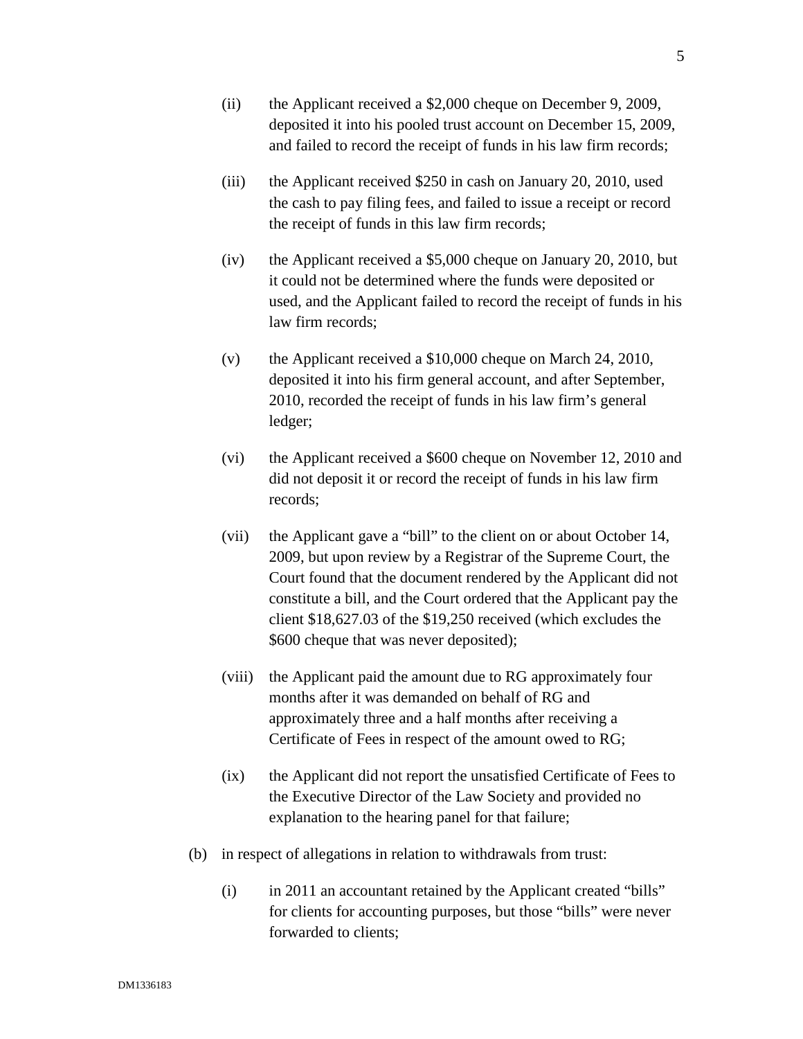(ii) the Applicant received a $2,000 cheque on December 9, 2009, deposited it into his pooled trust account on December 15, 2009, and failed to record the receipt of funds in his law firm records;

(iii) the Applicant received $250 in cash on January 20, 2010, used the cash to pay filing fees, and failed to issue a receipt or record the receipt of funds in this law firm records;

(iv) the Applicant received a $5,000 cheque on January 20, 2010, but it could not be determined where the funds were deposited or used, and the Applicant failed to record the receipt of funds in his law firm records;

(v) the Applicant received a $10,000 cheque on March 24, 2010, deposited it into his firm general account, and after September, 2010, recorded the receipt of funds in his law firm's general ledger;

(vi) the Applicant received a $600 cheque on November 12, 2010 and did not deposit it or record the receipt of funds in his law firm records;

(vii) the Applicant gave a "bill" to the client on or about October 14, 2009, but upon review by a Registrar of the Supreme Court, the Court found that the document rendered by the Applicant did not constitute a bill, and the Court ordered that the Applicant pay the client $18,627.03 of the $19,250 received (which excludes the $600 cheque that was never deposited);

(viii) the Applicant paid the amount due to RG approximately four months after it was demanded on behalf of RG and approximately three and a half months after receiving a Certificate of Fees in respect of the amount owed to RG;

(ix) the Applicant did not report the unsatisfied Certificate of Fees to the Executive Director of the Law Society and provided no explanation to the hearing panel for that failure;

(b) in respect of allegations in relation to withdrawals from trust:

(i) in 2011 an accountant retained by the Applicant created "bills" for clients for accounting purposes, but those "bills" were never forwarded to clients;

DM1336183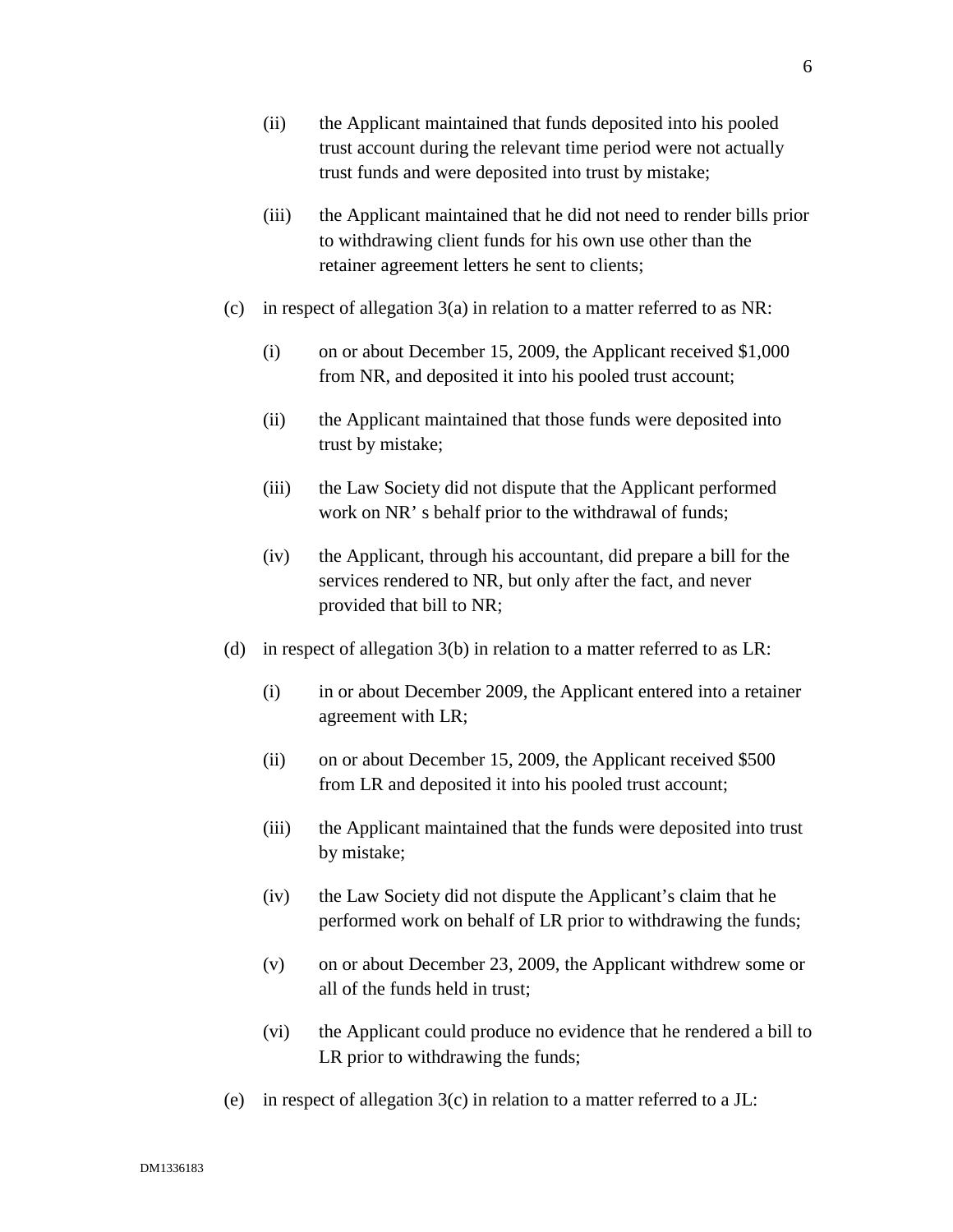(ii) the Applicant maintained that funds deposited into his pooled trust account during the relevant time period were not actually trust funds and were deposited into trust by mistake;

(iii) the Applicant maintained that he did not need to render bills prior to withdrawing client funds for his own use other than the retainer agreement letters he sent to clients;

(c) in respect of allegation 3(a) in relation to a matter referred to as NR:

(i) on or about December 15, 2009, the Applicant received $1,000 from NR, and deposited it into his pooled trust account;

(ii) the Applicant maintained that those funds were deposited into trust by mistake;

(iii) the Law Society did not dispute that the Applicant performed work on NR' s behalf prior to the withdrawal of funds;

(iv) the Applicant, through his accountant, did prepare a bill for the services rendered to NR, but only after the fact, and never provided that bill to NR;

(d) in respect of allegation 3(b) in relation to a matter referred to as LR:

(i) in or about December 2009, the Applicant entered into a retainer agreement with LR;

(ii) on or about December 15, 2009, the Applicant received $500 from LR and deposited it into his pooled trust account;

(iii) the Applicant maintained that the funds were deposited into trust by mistake;

(iv) the Law Society did not dispute the Applicant's claim that he performed work on behalf of LR prior to withdrawing the funds;

(v) on or about December 23, 2009, the Applicant withdrew some or all of the funds held in trust;

(vi) the Applicant could produce no evidence that he rendered a bill to LR prior to withdrawing the funds;

(e) in respect of allegation 3(c) in relation to a matter referred to a JL: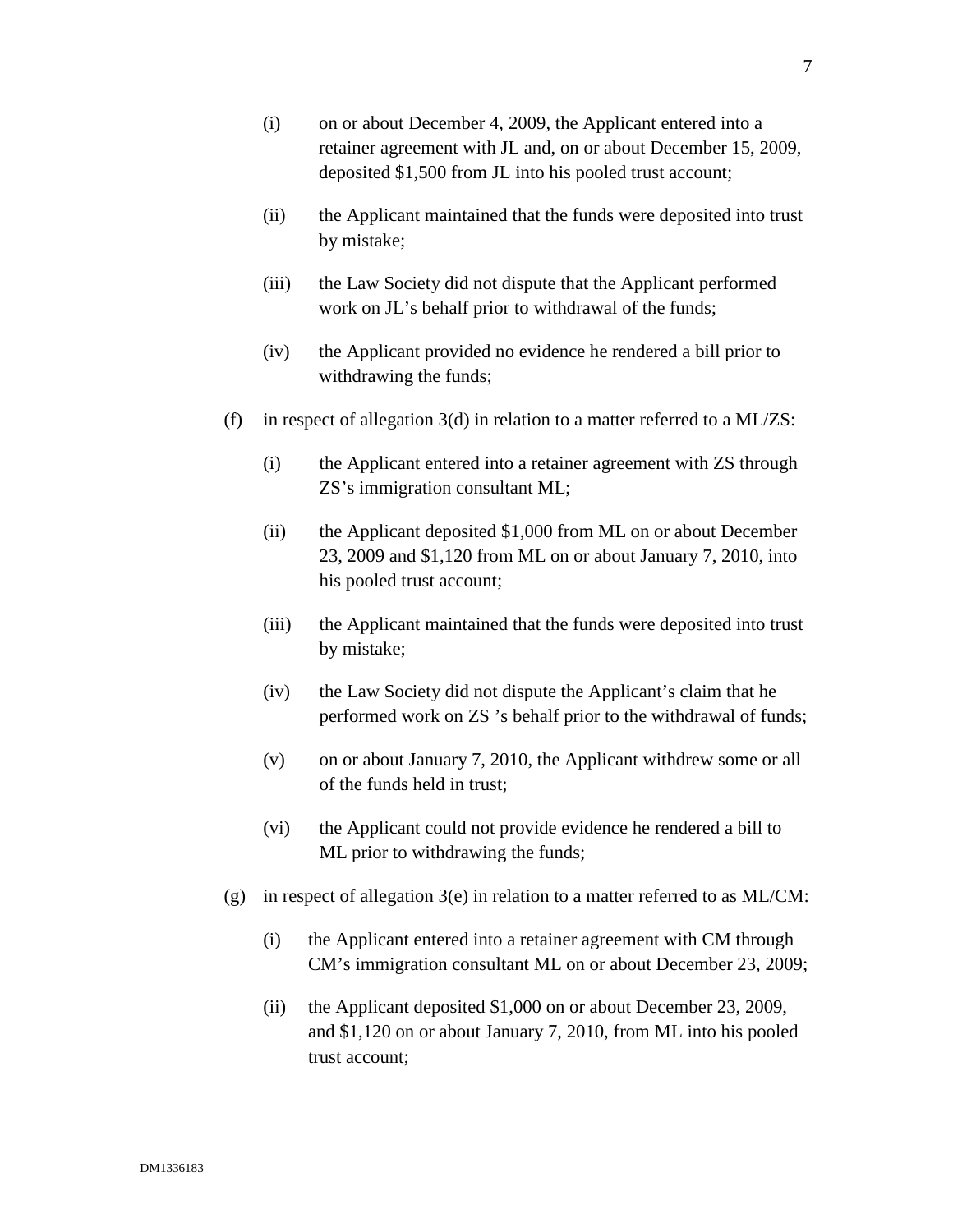(i) on or about December 4, 2009, the Applicant entered into a retainer agreement with JL and, on or about December 15, 2009, deposited $1,500 from JL into his pooled trust account;

(ii) the Applicant maintained that the funds were deposited into trust by mistake;

(iii) the Law Society did not dispute that the Applicant performed work on JL's behalf prior to withdrawal of the funds;

(iv) the Applicant provided no evidence he rendered a bill prior to withdrawing the funds;

(f) in respect of allegation 3(d) in relation to a matter referred to a ML/ZS:

(i) the Applicant entered into a retainer agreement with ZS through ZS's immigration consultant ML;

(ii) the Applicant deposited $1,000 from ML on or about December 23, 2009 and $1,120 from ML on or about January 7, 2010, into his pooled trust account;

(iii) the Applicant maintained that the funds were deposited into trust by mistake;

(iv) the Law Society did not dispute the Applicant's claim that he performed work on ZS 's behalf prior to the withdrawal of funds;

(v) on or about January 7, 2010, the Applicant withdrew some or all of the funds held in trust;

(vi) the Applicant could not provide evidence he rendered a bill to ML prior to withdrawing the funds;

(g) in respect of allegation 3(e) in relation to a matter referred to as ML/CM:

(i) the Applicant entered into a retainer agreement with CM through CM's immigration consultant ML on or about December 23, 2009;

(ii) the Applicant deposited $1,000 on or about December 23, 2009, and $1,120 on or about January 7, 2010, from ML into his pooled trust account;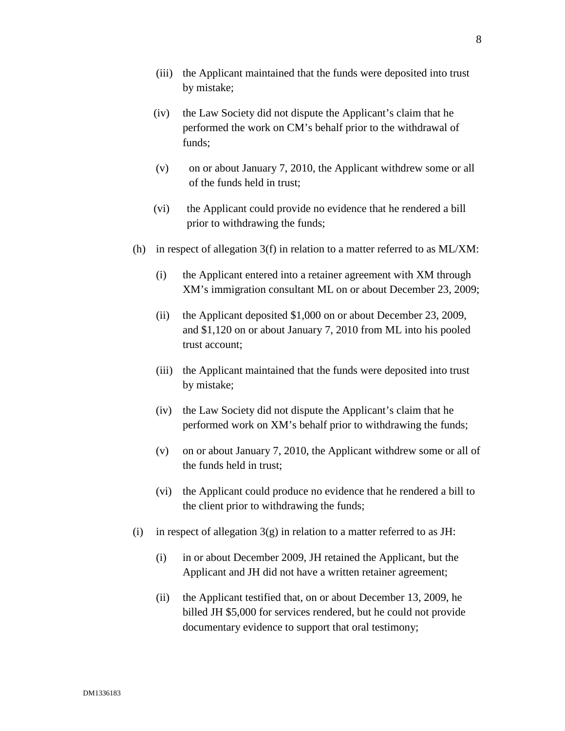(iii) the Applicant maintained that the funds were deposited into trust by mistake;

(iv) the Law Society did not dispute the Applicant's claim that he performed the work on CM's behalf prior to the withdrawal of funds;

(v) on or about January 7, 2010, the Applicant withdrew some or all of the funds held in trust;

(vi) the Applicant could provide no evidence that he rendered a bill prior to withdrawing the funds;

(h) in respect of allegation 3(f) in relation to a matter referred to as ML/XM:

(i) the Applicant entered into a retainer agreement with XM through XM's immigration consultant ML on or about December 23, 2009;

(ii) the Applicant deposited $1,000 on or about December 23, 2009, and $1,120 on or about January 7, 2010 from ML into his pooled trust account;

(iii) the Applicant maintained that the funds were deposited into trust by mistake;

(iv) the Law Society did not dispute the Applicant's claim that he performed work on XM's behalf prior to withdrawing the funds;

(v) on or about January 7, 2010, the Applicant withdrew some or all of the funds held in trust;

(vi) the Applicant could produce no evidence that he rendered a bill to the client prior to withdrawing the funds;

(i) in respect of allegation 3(g) in relation to a matter referred to as JH:

(i) in or about December 2009, JH retained the Applicant, but the Applicant and JH did not have a written retainer agreement;

(ii) the Applicant testified that, on or about December 13, 2009, he billed JH $5,000 for services rendered, but he could not provide documentary evidence to support that oral testimony;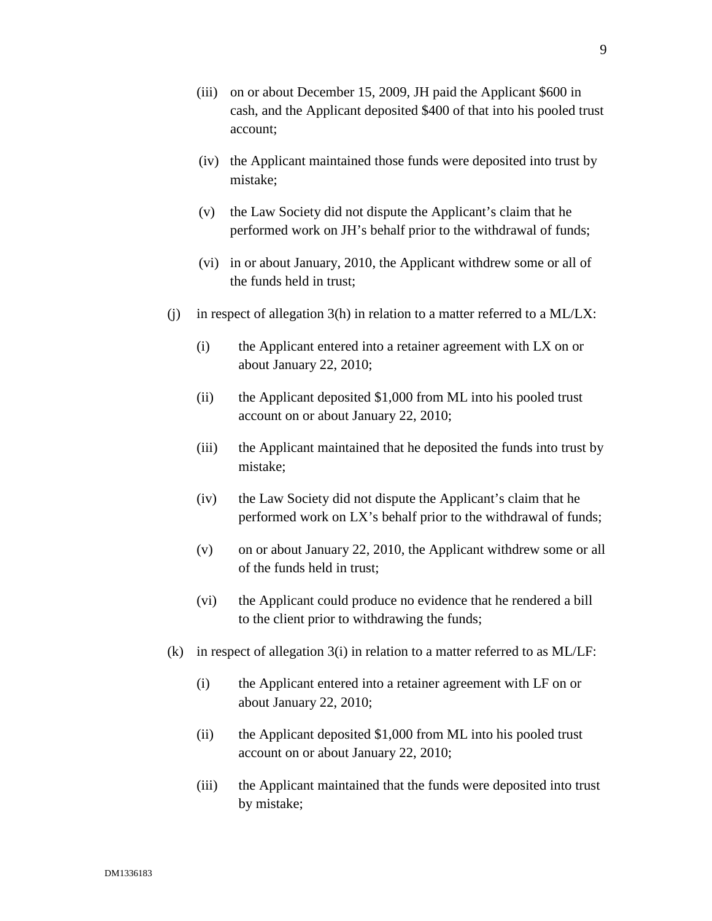(iii) on or about December 15, 2009, JH paid the Applicant $600 in cash, and the Applicant deposited $400 of that into his pooled trust account;

(iv) the Applicant maintained those funds were deposited into trust by mistake;

(v) the Law Society did not dispute the Applicant's claim that he performed work on JH's behalf prior to the withdrawal of funds;

(vi) in or about January, 2010, the Applicant withdrew some or all of the funds held in trust;

(j) in respect of allegation 3(h) in relation to a matter referred to a ML/LX:

(i) the Applicant entered into a retainer agreement with LX on or about January 22, 2010;

(ii) the Applicant deposited $1,000 from ML into his pooled trust account on or about January 22, 2010;

(iii) the Applicant maintained that he deposited the funds into trust by mistake;

(iv) the Law Society did not dispute the Applicant's claim that he performed work on LX's behalf prior to the withdrawal of funds;

(v) on or about January 22, 2010, the Applicant withdrew some or all of the funds held in trust;

(vi) the Applicant could produce no evidence that he rendered a bill to the client prior to withdrawing the funds;

(k) in respect of allegation 3(i) in relation to a matter referred to as ML/LF:

(i) the Applicant entered into a retainer agreement with LF on or about January 22, 2010;

(ii) the Applicant deposited $1,000 from ML into his pooled trust account on or about January 22, 2010;

(iii) the Applicant maintained that the funds were deposited into trust by mistake;

DM1336183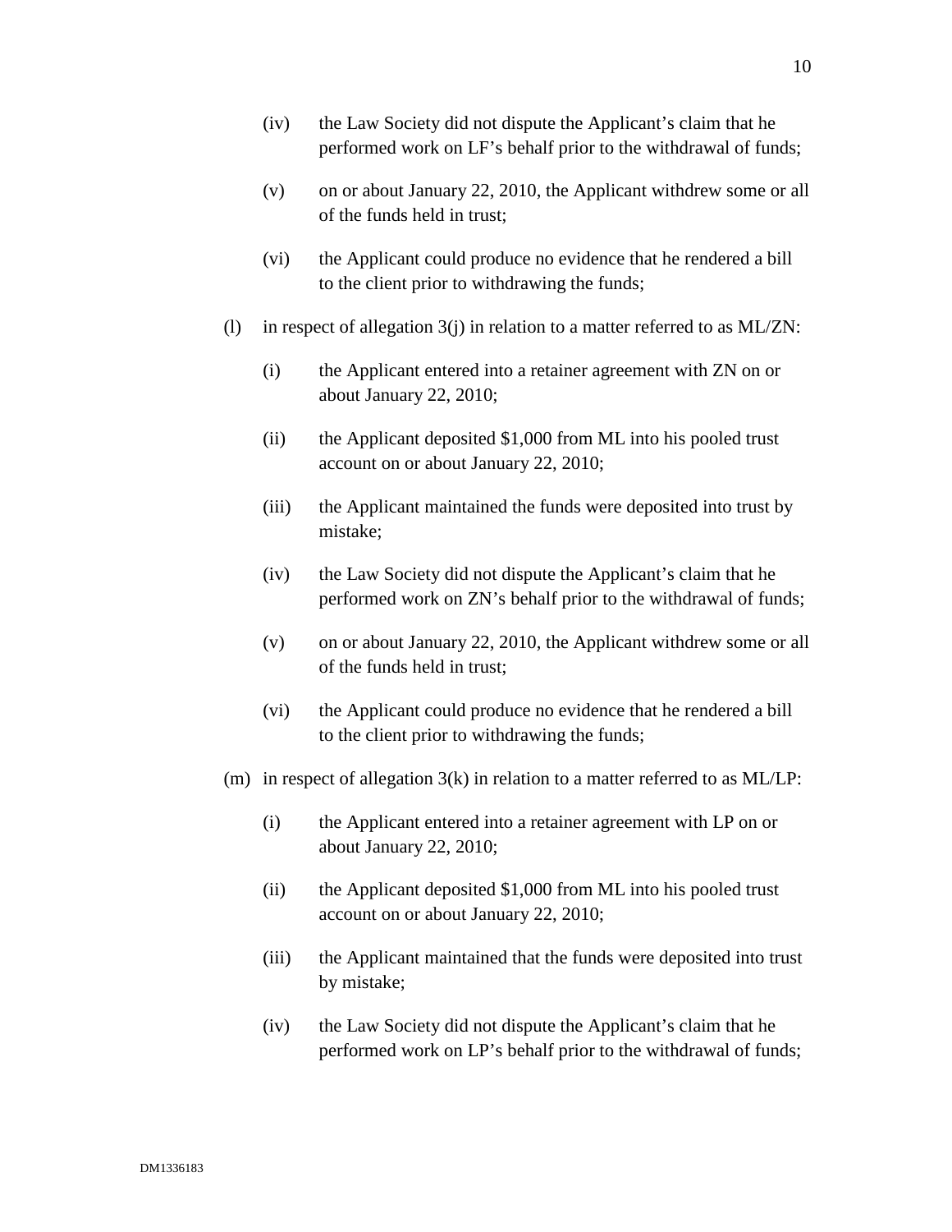- (iv) the Law Society did not dispute the Applicant's claim that he performed work on LF's behalf prior to the withdrawal of funds;

- (v) on or about January 22, 2010, the Applicant withdrew some or all of the funds held in trust;

- (vi) the Applicant could produce no evidence that he rendered a bill to the client prior to withdrawing the funds;

(l) in respect of allegation 3(j) in relation to a matter referred to as ML/ZN:

- (i) the Applicant entered into a retainer agreement with ZN on or about January 22, 2010;

- (ii) the Applicant deposited $1,000 from ML into his pooled trust account on or about January 22, 2010;

- (iii) the Applicant maintained the funds were deposited into trust by mistake;

- (iv) the Law Society did not dispute the Applicant's claim that he performed work on ZN's behalf prior to the withdrawal of funds;

- (v) on or about January 22, 2010, the Applicant withdrew some or all of the funds held in trust;

- (vi) the Applicant could produce no evidence that he rendered a bill to the client prior to withdrawing the funds;

(m) in respect of allegation 3(k) in relation to a matter referred to as ML/LP:

- (i) the Applicant entered into a retainer agreement with LP on or about January 22, 2010;

- (ii) the Applicant deposited $1,000 from ML into his pooled trust account on or about January 22, 2010;

- (iii) the Applicant maintained that the funds were deposited into trust by mistake;

- (iv) the Law Society did not dispute the Applicant's claim that he performed work on LP's behalf prior to the withdrawal of funds;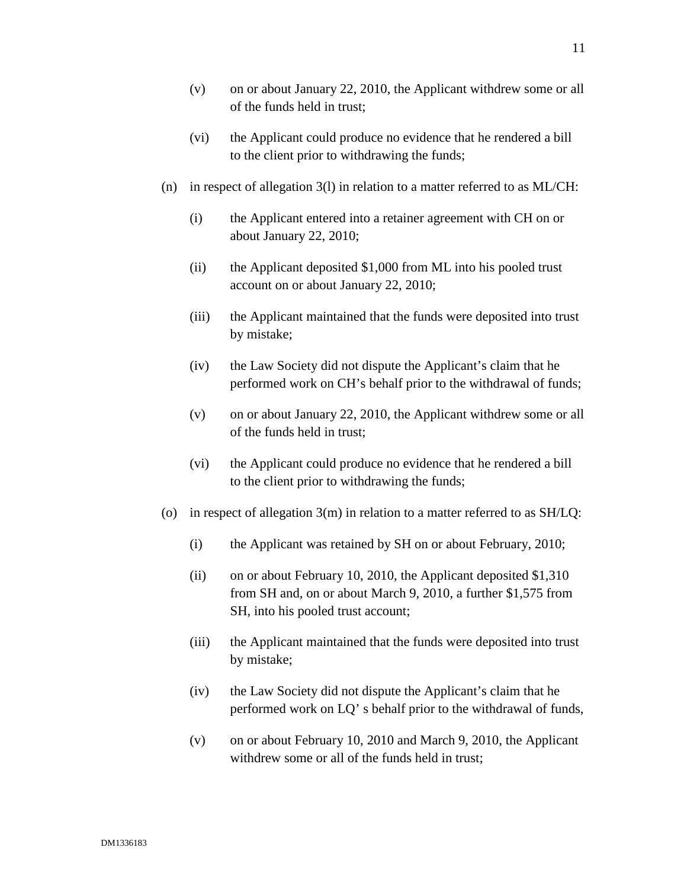(v) on or about January 22, 2010, the Applicant withdrew some or all of the funds held in trust;

(vi) the Applicant could produce no evidence that he rendered a bill to the client prior to withdrawing the funds;

(n) in respect of allegation 3(l) in relation to a matter referred to as ML/CH:

(i) the Applicant entered into a retainer agreement with CH on or about January 22, 2010;

(ii) the Applicant deposited $1,000 from ML into his pooled trust account on or about January 22, 2010;

(iii) the Applicant maintained that the funds were deposited into trust by mistake;

(iv) the Law Society did not dispute the Applicant's claim that he performed work on CH's behalf prior to the withdrawal of funds;

(v) on or about January 22, 2010, the Applicant withdrew some or all of the funds held in trust;

(vi) the Applicant could produce no evidence that he rendered a bill to the client prior to withdrawing the funds;

(o) in respect of allegation 3(m) in relation to a matter referred to as SH/LQ:

(i) the Applicant was retained by SH on or about February, 2010;

(ii) on or about February 10, 2010, the Applicant deposited $1,310 from SH and, on or about March 9, 2010, a further $1,575 from SH, into his pooled trust account;

(iii) the Applicant maintained that the funds were deposited into trust by mistake;

(iv) the Law Society did not dispute the Applicant's claim that he performed work on LQ' s behalf prior to the withdrawal of funds,

(v) on or about February 10, 2010 and March 9, 2010, the Applicant withdrew some or all of the funds held in trust;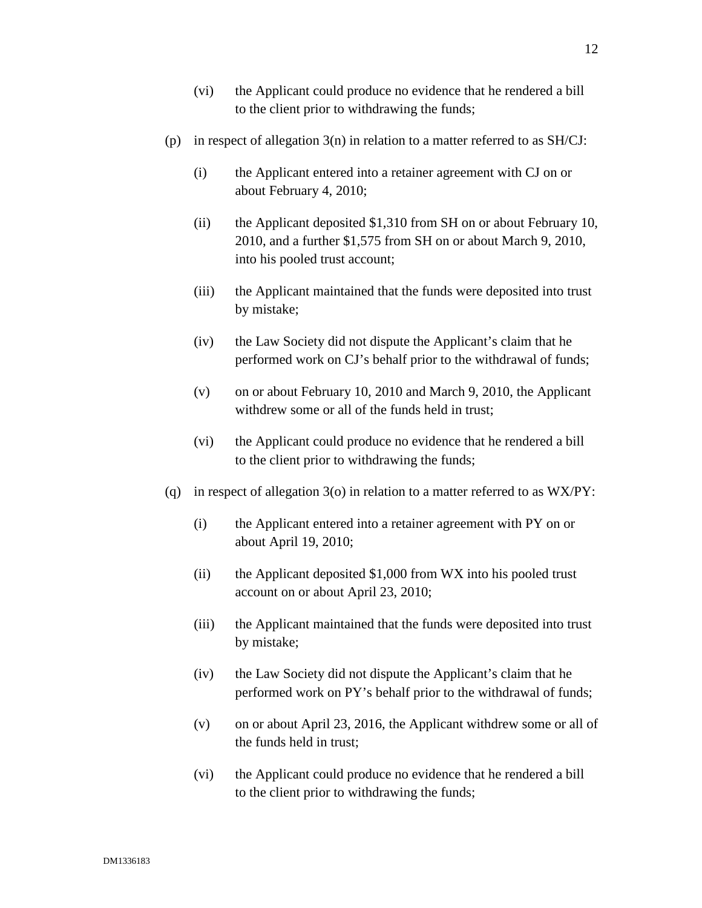(vi) the Applicant could produce no evidence that he rendered a bill to the client prior to withdrawing the funds;

(p) in respect of allegation 3(n) in relation to a matter referred to as SH/CJ:

(i) the Applicant entered into a retainer agreement with CJ on or about February 4, 2010;

(ii) the Applicant deposited $1,310 from SH on or about February 10, 2010, and a further $1,575 from SH on or about March 9, 2010, into his pooled trust account;

(iii) the Applicant maintained that the funds were deposited into trust by mistake;

(iv) the Law Society did not dispute the Applicant's claim that he performed work on CJ's behalf prior to the withdrawal of funds;

(v) on or about February 10, 2010 and March 9, 2010, the Applicant withdrew some or all of the funds held in trust;

(vi) the Applicant could produce no evidence that he rendered a bill to the client prior to withdrawing the funds;

(q) in respect of allegation 3(o) in relation to a matter referred to as WX/PY:

(i) the Applicant entered into a retainer agreement with PY on or about April 19, 2010;

(ii) the Applicant deposited $1,000 from WX into his pooled trust account on or about April 23, 2010;

(iii) the Applicant maintained that the funds were deposited into trust by mistake;

(iv) the Law Society did not dispute the Applicant's claim that he performed work on PY's behalf prior to the withdrawal of funds;

(v) on or about April 23, 2016, the Applicant withdrew some or all of the funds held in trust;

(vi) the Applicant could produce no evidence that he rendered a bill to the client prior to withdrawing the funds;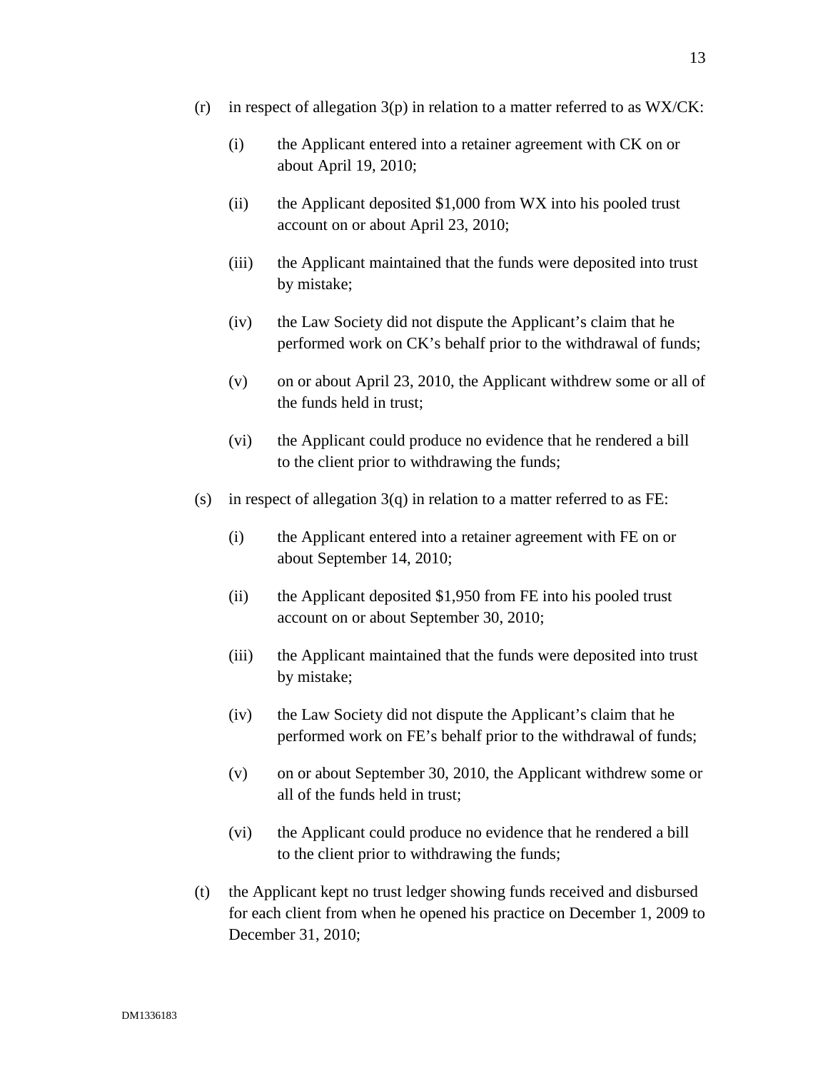(r) in respect of allegation 3(p) in relation to a matter referred to as WX/CK:

   (i) the Applicant entered into a retainer agreement with CK on or about April 19, 2010;

   (ii) the Applicant deposited $1,000 from WX into his pooled trust account on or about April 23, 2010;

   (iii) the Applicant maintained that the funds were deposited into trust by mistake;

   (iv) the Law Society did not dispute the Applicant's claim that he performed work on CK's behalf prior to the withdrawal of funds;

   (v) on or about April 23, 2010, the Applicant withdrew some or all of the funds held in trust;

   (vi) the Applicant could produce no evidence that he rendered a bill to the client prior to withdrawing the funds;

(s) in respect of allegation 3(q) in relation to a matter referred to as FE:

   (i) the Applicant entered into a retainer agreement with FE on or about September 14, 2010;

   (ii) the Applicant deposited $1,950 from FE into his pooled trust account on or about September 30, 2010;

   (iii) the Applicant maintained that the funds were deposited into trust by mistake;

   (iv) the Law Society did not dispute the Applicant's claim that he performed work on FE's behalf prior to the withdrawal of funds;

   (v) on or about September 30, 2010, the Applicant withdrew some or all of the funds held in trust;

   (vi) the Applicant could produce no evidence that he rendered a bill to the client prior to withdrawing the funds;

(t) the Applicant kept no trust ledger showing funds received and disbursed for each client from when he opened his practice on December 1, 2009 to December 31, 2010;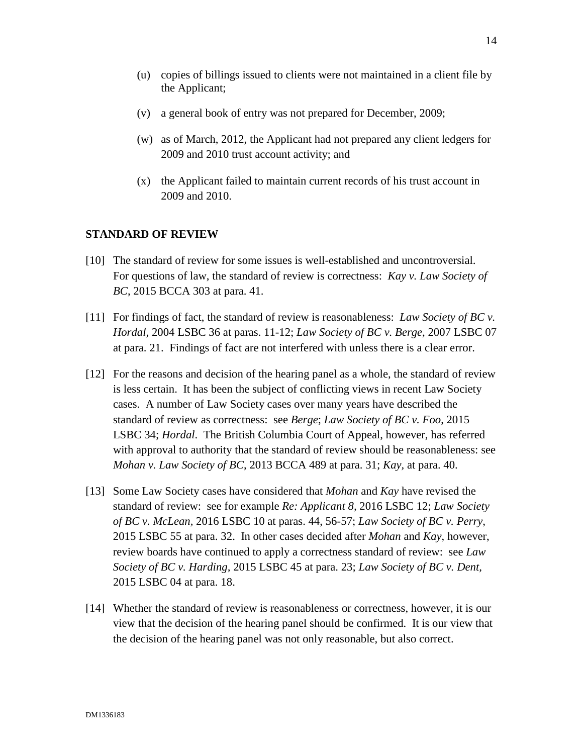(u) copies of billings issued to clients were not maintained in a client file by the Applicant;

(v) a general book of entry was not prepared for December, 2009;

(w) as of March, 2012, the Applicant had not prepared any client ledgers for 2009 and 2010 trust account activity; and

(x) the Applicant failed to maintain current records of his trust account in 2009 and 2010.

## STANDARD OF REVIEW

[10] The standard of review for some issues is well-established and uncontroversial. For questions of law, the standard of review is correctness: *Kay v. Law Society of BC*, 2015 BCCA 303 at para. 41.

[11] For findings of fact, the standard of review is reasonableness: *Law Society of BC v. Hordal*, 2004 LSBC 36 at paras. 11-12; *Law Society of BC v. Berge*, 2007 LSBC 07 at para. 21. Findings of fact are not interfered with unless there is a clear error.

[12] For the reasons and decision of the hearing panel as a whole, the standard of review is less certain. It has been the subject of conflicting views in recent Law Society cases. A number of Law Society cases over many years have described the standard of review as correctness: see *Berge*; *Law Society of BC v. Foo*, 2015 LSBC 34; *Hordal*. The British Columbia Court of Appeal, however, has referred with approval to authority that the standard of review should be reasonableness: see *Mohan v. Law Society of BC*, 2013 BCCA 489 at para. 31; *Kay,* at para. 40.

[13] Some Law Society cases have considered that *Mohan* and *Kay* have revised the standard of review: see for example *Re: Applicant 8,* 2016 LSBC 12; *Law Society of BC v. McLean,* 2016 LSBC 10 at paras. 44, 56-57; *Law Society of BC v. Perry,* 2015 LSBC 55 at para. 32. In other cases decided after *Mohan* and *Kay*, however, review boards have continued to apply a correctness standard of review: see *Law Society of BC v. Harding,* 2015 LSBC 45 at para. 23; *Law Society of BC v. Dent,* 2015 LSBC 04 at para. 18.

[14] Whether the standard of review is reasonableness or correctness, however, it is our view that the decision of the hearing panel should be confirmed. It is our view that the decision of the hearing panel was not only reasonable, but also correct.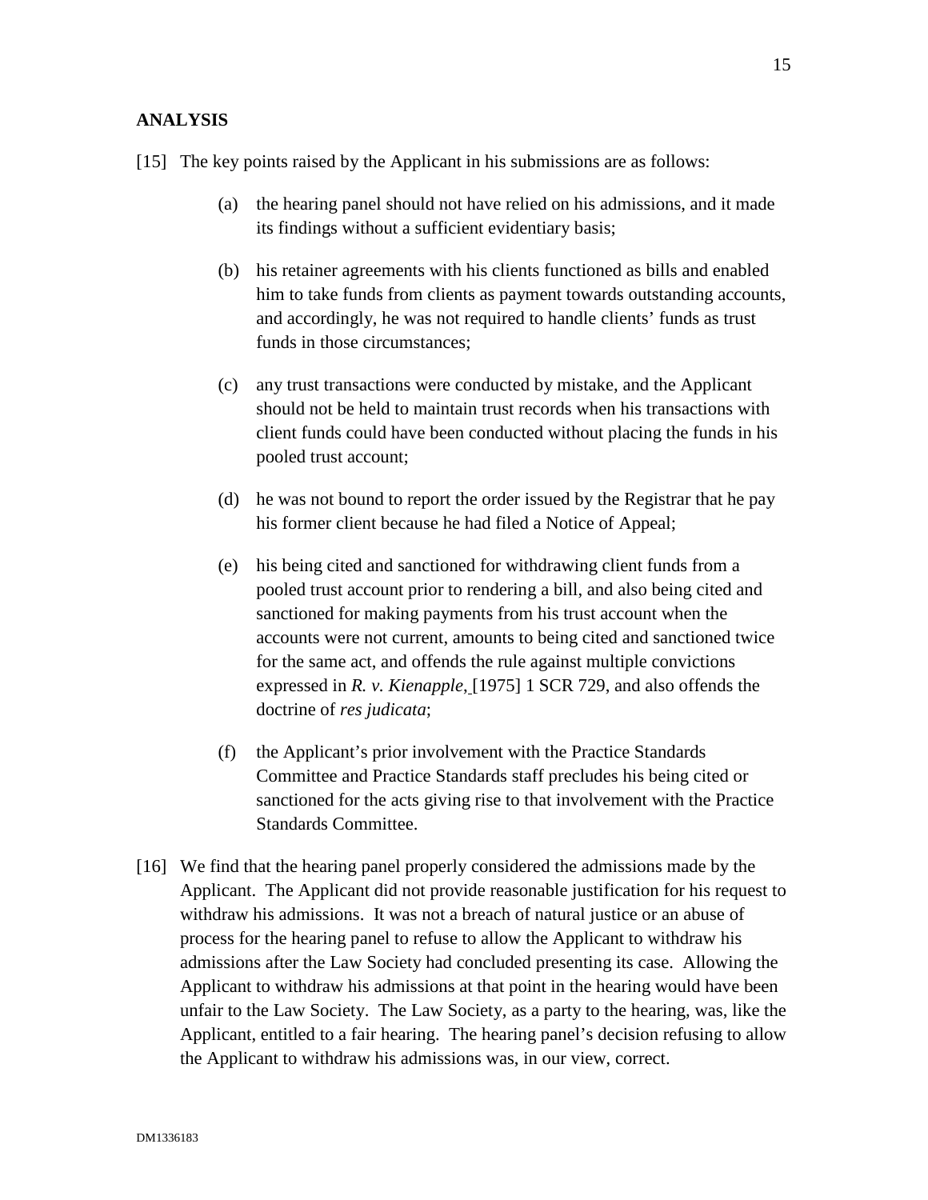## ANALYSIS

[15] The key points raised by the Applicant in his submissions are as follows:

(a) the hearing panel should not have relied on his admissions, and it made its findings without a sufficient evidentiary basis;

(b) his retainer agreements with his clients functioned as bills and enabled him to take funds from clients as payment towards outstanding accounts, and accordingly, he was not required to handle clients' funds as trust funds in those circumstances;

(c) any trust transactions were conducted by mistake, and the Applicant should not be held to maintain trust records when his transactions with client funds could have been conducted without placing the funds in his pooled trust account;

(d) he was not bound to report the order issued by the Registrar that he pay his former client because he had filed a Notice of Appeal;

(e) his being cited and sanctioned for withdrawing client funds from a pooled trust account prior to rendering a bill, and also being cited and sanctioned for making payments from his trust account when the accounts were not current, amounts to being cited and sanctioned twice for the same act, and offends the rule against multiple convictions expressed in *R. v. Kienapple*, [1975] 1 SCR 729, and also offends the doctrine of *res judicata*;

(f) the Applicant's prior involvement with the Practice Standards Committee and Practice Standards staff precludes his being cited or sanctioned for the acts giving rise to that involvement with the Practice Standards Committee.

[16] We find that the hearing panel properly considered the admissions made by the Applicant. The Applicant did not provide reasonable justification for his request to withdraw his admissions. It was not a breach of natural justice or an abuse of process for the hearing panel to refuse to allow the Applicant to withdraw his admissions after the Law Society had concluded presenting its case. Allowing the Applicant to withdraw his admissions at that point in the hearing would have been unfair to the Law Society. The Law Society, as a party to the hearing, was, like the Applicant, entitled to a fair hearing. The hearing panel's decision refusing to allow the Applicant to withdraw his admissions was, in our view, correct.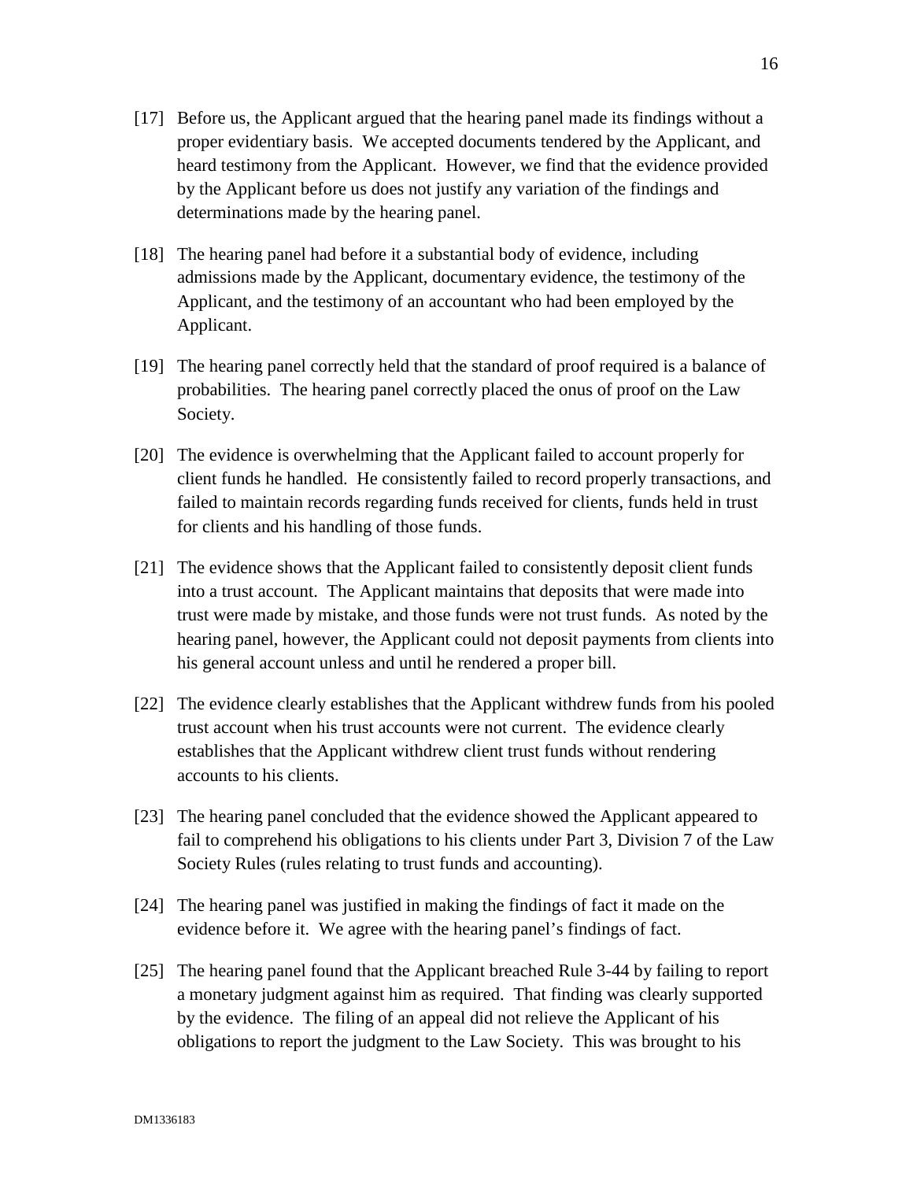[17] Before us, the Applicant argued that the hearing panel made its findings without a proper evidentiary basis. We accepted documents tendered by the Applicant, and heard testimony from the Applicant. However, we find that the evidence provided by the Applicant before us does not justify any variation of the findings and determinations made by the hearing panel.

[18] The hearing panel had before it a substantial body of evidence, including admissions made by the Applicant, documentary evidence, the testimony of the Applicant, and the testimony of an accountant who had been employed by the Applicant.

[19] The hearing panel correctly held that the standard of proof required is a balance of probabilities. The hearing panel correctly placed the onus of proof on the Law Society.

[20] The evidence is overwhelming that the Applicant failed to account properly for client funds he handled. He consistently failed to record properly transactions, and failed to maintain records regarding funds received for clients, funds held in trust for clients and his handling of those funds.

[21] The evidence shows that the Applicant failed to consistently deposit client funds into a trust account. The Applicant maintains that deposits that were made into trust were made by mistake, and those funds were not trust funds. As noted by the hearing panel, however, the Applicant could not deposit payments from clients into his general account unless and until he rendered a proper bill.

[22] The evidence clearly establishes that the Applicant withdrew funds from his pooled trust account when his trust accounts were not current. The evidence clearly establishes that the Applicant withdrew client trust funds without rendering accounts to his clients.

[23] The hearing panel concluded that the evidence showed the Applicant appeared to fail to comprehend his obligations to his clients under Part 3, Division 7 of the Law Society Rules (rules relating to trust funds and accounting).

[24] The hearing panel was justified in making the findings of fact it made on the evidence before it. We agree with the hearing panel's findings of fact.

[25] The hearing panel found that the Applicant breached Rule 3-44 by failing to report a monetary judgment against him as required. That finding was clearly supported by the evidence. The filing of an appeal did not relieve the Applicant of his obligations to report the judgment to the Law Society. This was brought to his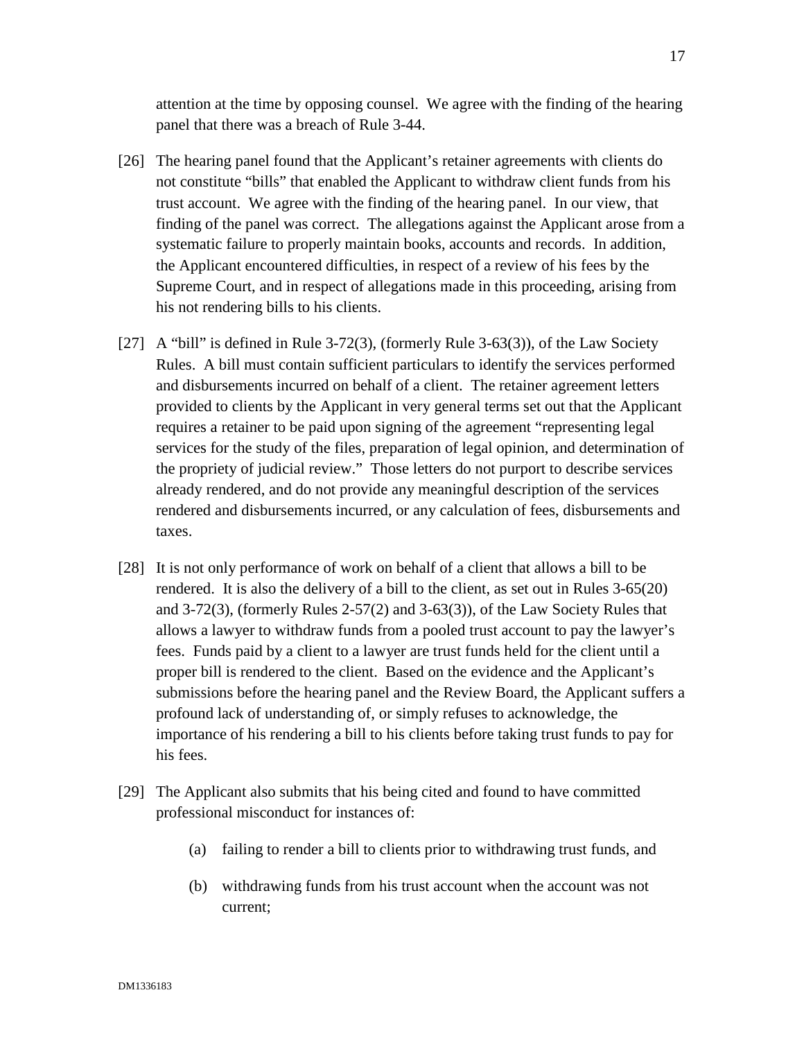attention at the time by opposing counsel. We agree with the finding of the hearing panel that there was a breach of Rule 3-44.

[26] The hearing panel found that the Applicant's retainer agreements with clients do not constitute "bills" that enabled the Applicant to withdraw client funds from his trust account. We agree with the finding of the hearing panel. In our view, that finding of the panel was correct. The allegations against the Applicant arose from a systematic failure to properly maintain books, accounts and records. In addition, the Applicant encountered difficulties, in respect of a review of his fees by the Supreme Court, and in respect of allegations made in this proceeding, arising from his not rendering bills to his clients.

[27] A "bill" is defined in Rule 3-72(3), (formerly Rule 3-63(3)), of the Law Society Rules. A bill must contain sufficient particulars to identify the services performed and disbursements incurred on behalf of a client. The retainer agreement letters provided to clients by the Applicant in very general terms set out that the Applicant requires a retainer to be paid upon signing of the agreement "representing legal services for the study of the files, preparation of legal opinion, and determination of the propriety of judicial review." Those letters do not purport to describe services already rendered, and do not provide any meaningful description of the services rendered and disbursements incurred, or any calculation of fees, disbursements and taxes.

[28] It is not only performance of work on behalf of a client that allows a bill to be rendered. It is also the delivery of a bill to the client, as set out in Rules 3-65(20) and 3-72(3), (formerly Rules 2-57(2) and 3-63(3)), of the Law Society Rules that allows a lawyer to withdraw funds from a pooled trust account to pay the lawyer's fees. Funds paid by a client to a lawyer are trust funds held for the client until a proper bill is rendered to the client. Based on the evidence and the Applicant's submissions before the hearing panel and the Review Board, the Applicant suffers a profound lack of understanding of, or simply refuses to acknowledge, the importance of his rendering a bill to his clients before taking trust funds to pay for his fees.

[29] The Applicant also submits that his being cited and found to have committed professional misconduct for instances of:

(a) failing to render a bill to clients prior to withdrawing trust funds, and

(b) withdrawing funds from his trust account when the account was not current;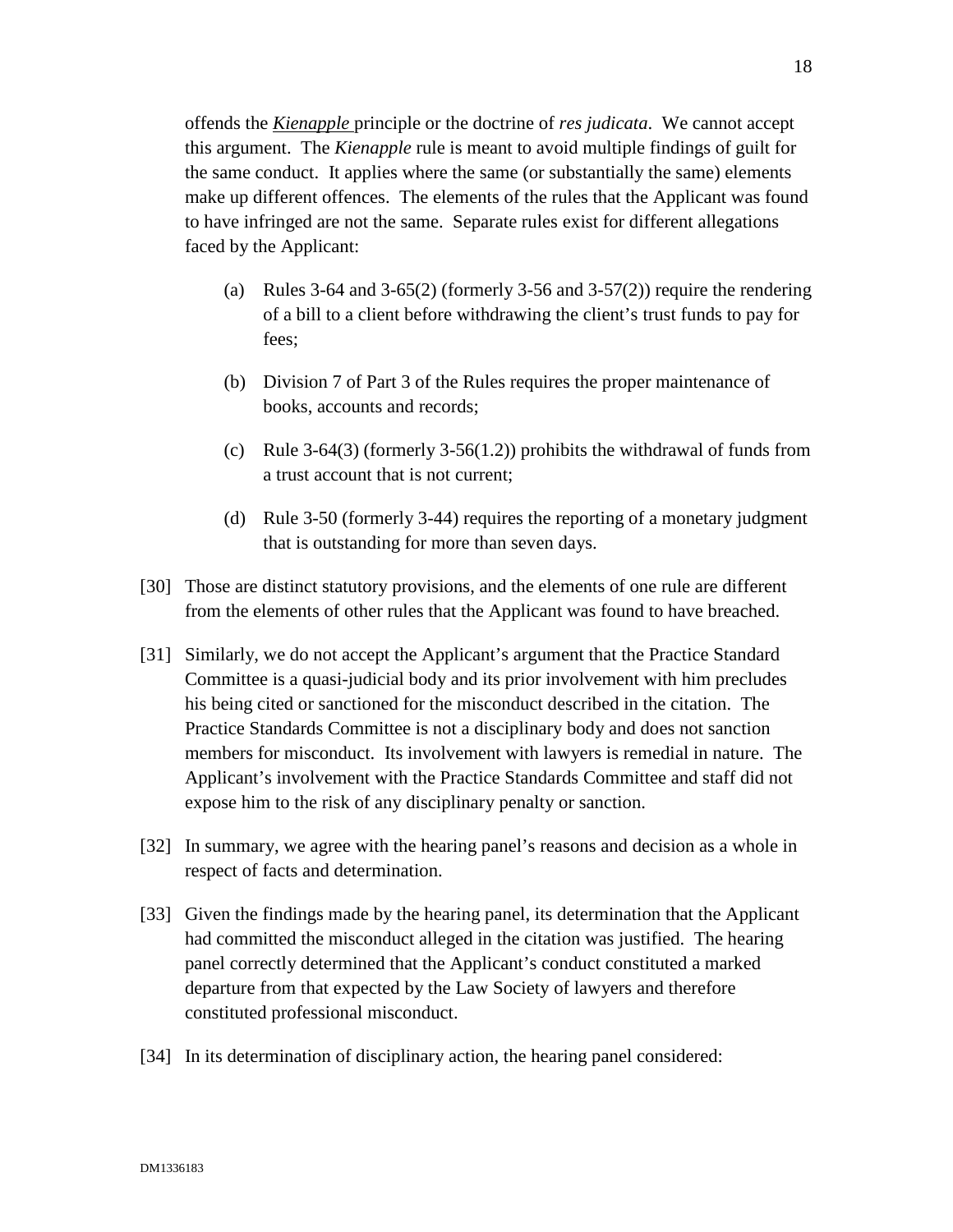offends the *Kienapple* principle or the doctrine of *res judicata*. We cannot accept this argument. The *Kienapple* rule is meant to avoid multiple findings of guilt for the same conduct. It applies where the same (or substantially the same) elements make up different offences. The elements of the rules that the Applicant was found to have infringed are not the same. Separate rules exist for different allegations faced by the Applicant:

(a) Rules 3-64 and 3-65(2) (formerly 3-56 and 3-57(2)) require the rendering of a bill to a client before withdrawing the client's trust funds to pay for fees;

(b) Division 7 of Part 3 of the Rules requires the proper maintenance of books, accounts and records;

(c) Rule 3-64(3) (formerly 3-56(1.2)) prohibits the withdrawal of funds from a trust account that is not current;

(d) Rule 3-50 (formerly 3-44) requires the reporting of a monetary judgment that is outstanding for more than seven days.

[30] Those are distinct statutory provisions, and the elements of one rule are different from the elements of other rules that the Applicant was found to have breached.

[31] Similarly, we do not accept the Applicant's argument that the Practice Standard Committee is a quasi-judicial body and its prior involvement with him precludes his being cited or sanctioned for the misconduct described in the citation. The Practice Standards Committee is not a disciplinary body and does not sanction members for misconduct. Its involvement with lawyers is remedial in nature. The Applicant's involvement with the Practice Standards Committee and staff did not expose him to the risk of any disciplinary penalty or sanction.

[32] In summary, we agree with the hearing panel's reasons and decision as a whole in respect of facts and determination.

[33] Given the findings made by the hearing panel, its determination that the Applicant had committed the misconduct alleged in the citation was justified. The hearing panel correctly determined that the Applicant's conduct constituted a marked departure from that expected by the Law Society of lawyers and therefore constituted professional misconduct.

[34] In its determination of disciplinary action, the hearing panel considered: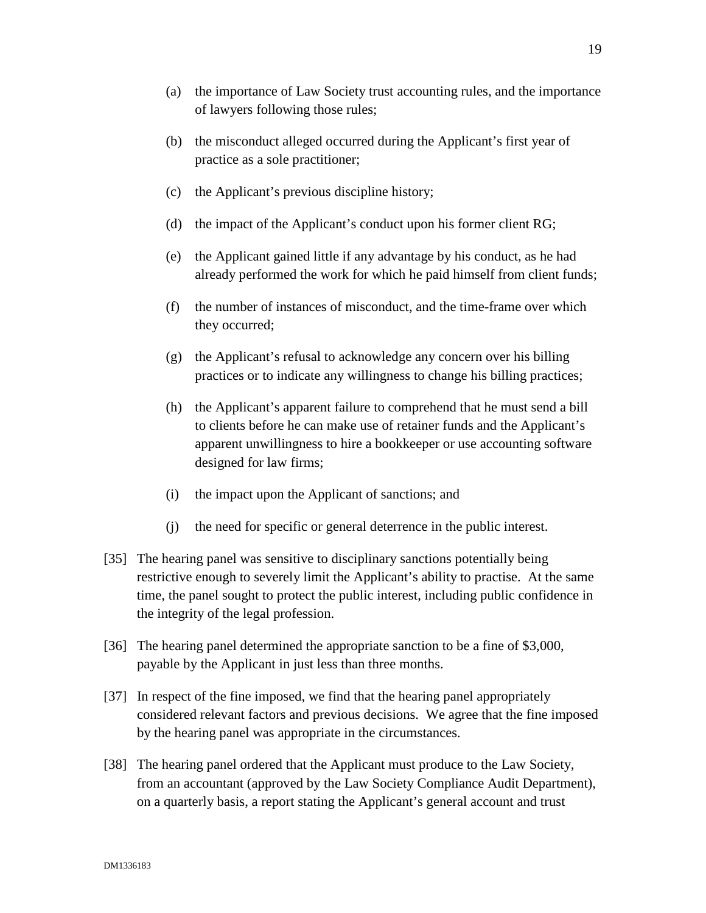(a) the importance of Law Society trust accounting rules, and the importance of lawyers following those rules;

(b) the misconduct alleged occurred during the Applicant's first year of practice as a sole practitioner;

(c) the Applicant's previous discipline history;

(d) the impact of the Applicant's conduct upon his former client RG;

(e) the Applicant gained little if any advantage by his conduct, as he had already performed the work for which he paid himself from client funds;

(f) the number of instances of misconduct, and the time-frame over which they occurred;

(g) the Applicant's refusal to acknowledge any concern over his billing practices or to indicate any willingness to change his billing practices;

(h) the Applicant's apparent failure to comprehend that he must send a bill to clients before he can make use of retainer funds and the Applicant's apparent unwillingness to hire a bookkeeper or use accounting software designed for law firms;

(i) the impact upon the Applicant of sanctions; and

(j) the need for specific or general deterrence in the public interest.

[35] The hearing panel was sensitive to disciplinary sanctions potentially being restrictive enough to severely limit the Applicant's ability to practise. At the same time, the panel sought to protect the public interest, including public confidence in the integrity of the legal profession.

[36] The hearing panel determined the appropriate sanction to be a fine of $3,000, payable by the Applicant in just less than three months.

[37] In respect of the fine imposed, we find that the hearing panel appropriately considered relevant factors and previous decisions. We agree that the fine imposed by the hearing panel was appropriate in the circumstances.

[38] The hearing panel ordered that the Applicant must produce to the Law Society, from an accountant (approved by the Law Society Compliance Audit Department), on a quarterly basis, a report stating the Applicant's general account and trust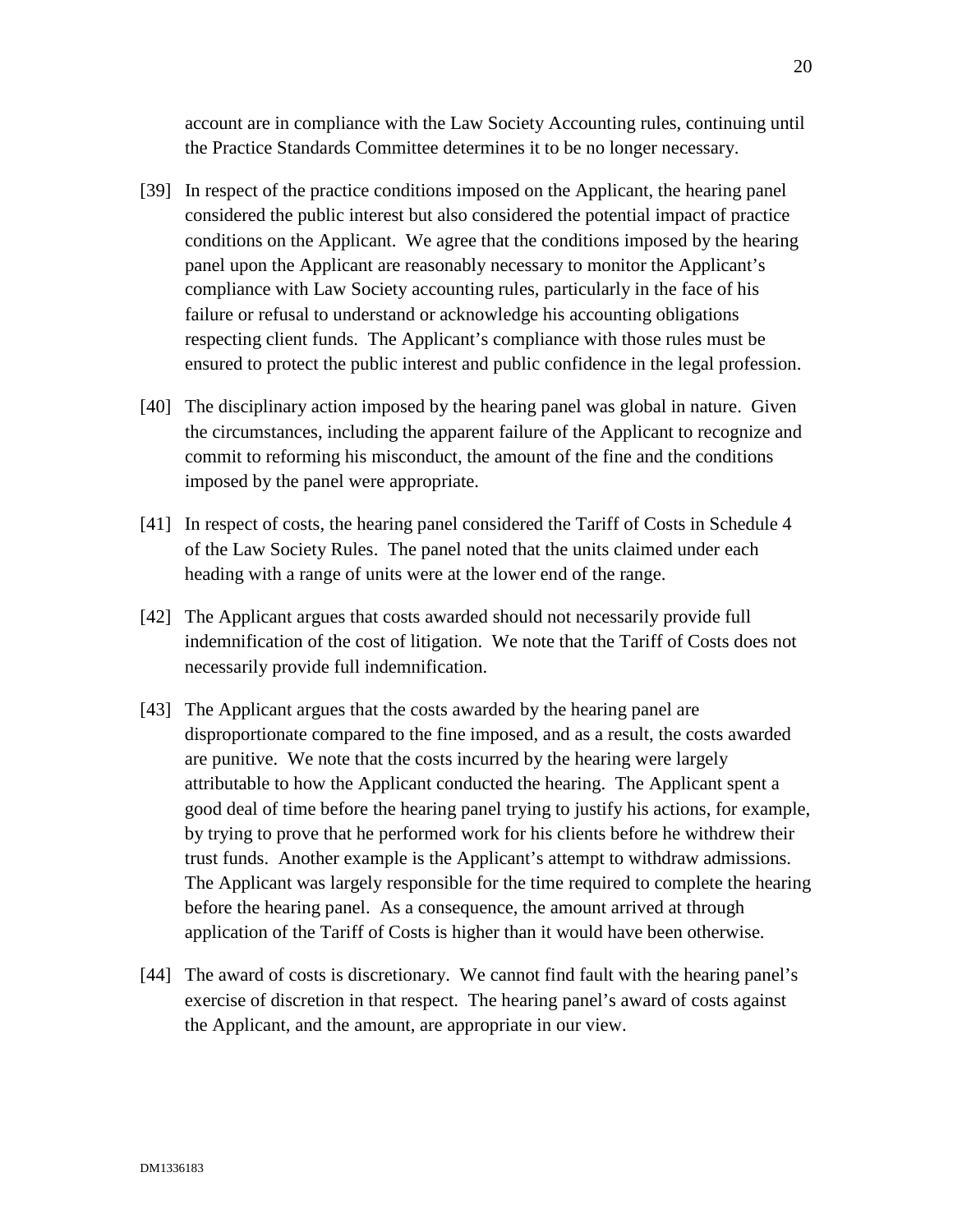account are in compliance with the Law Society Accounting rules, continuing until the Practice Standards Committee determines it to be no longer necessary.

[39] In respect of the practice conditions imposed on the Applicant, the hearing panel considered the public interest but also considered the potential impact of practice conditions on the Applicant. We agree that the conditions imposed by the hearing panel upon the Applicant are reasonably necessary to monitor the Applicant's compliance with Law Society accounting rules, particularly in the face of his failure or refusal to understand or acknowledge his accounting obligations respecting client funds. The Applicant's compliance with those rules must be ensured to protect the public interest and public confidence in the legal profession.

[40] The disciplinary action imposed by the hearing panel was global in nature. Given the circumstances, including the apparent failure of the Applicant to recognize and commit to reforming his misconduct, the amount of the fine and the conditions imposed by the panel were appropriate.

[41] In respect of costs, the hearing panel considered the Tariff of Costs in Schedule 4 of the Law Society Rules. The panel noted that the units claimed under each heading with a range of units were at the lower end of the range.

[42] The Applicant argues that costs awarded should not necessarily provide full indemnification of the cost of litigation. We note that the Tariff of Costs does not necessarily provide full indemnification.

[43] The Applicant argues that the costs awarded by the hearing panel are disproportionate compared to the fine imposed, and as a result, the costs awarded are punitive. We note that the costs incurred by the hearing were largely attributable to how the Applicant conducted the hearing. The Applicant spent a good deal of time before the hearing panel trying to justify his actions, for example, by trying to prove that he performed work for his clients before he withdrew their trust funds. Another example is the Applicant's attempt to withdraw admissions. The Applicant was largely responsible for the time required to complete the hearing before the hearing panel. As a consequence, the amount arrived at through application of the Tariff of Costs is higher than it would have been otherwise.

[44] The award of costs is discretionary. We cannot find fault with the hearing panel's exercise of discretion in that respect. The hearing panel's award of costs against the Applicant, and the amount, are appropriate in our view.

DM1336183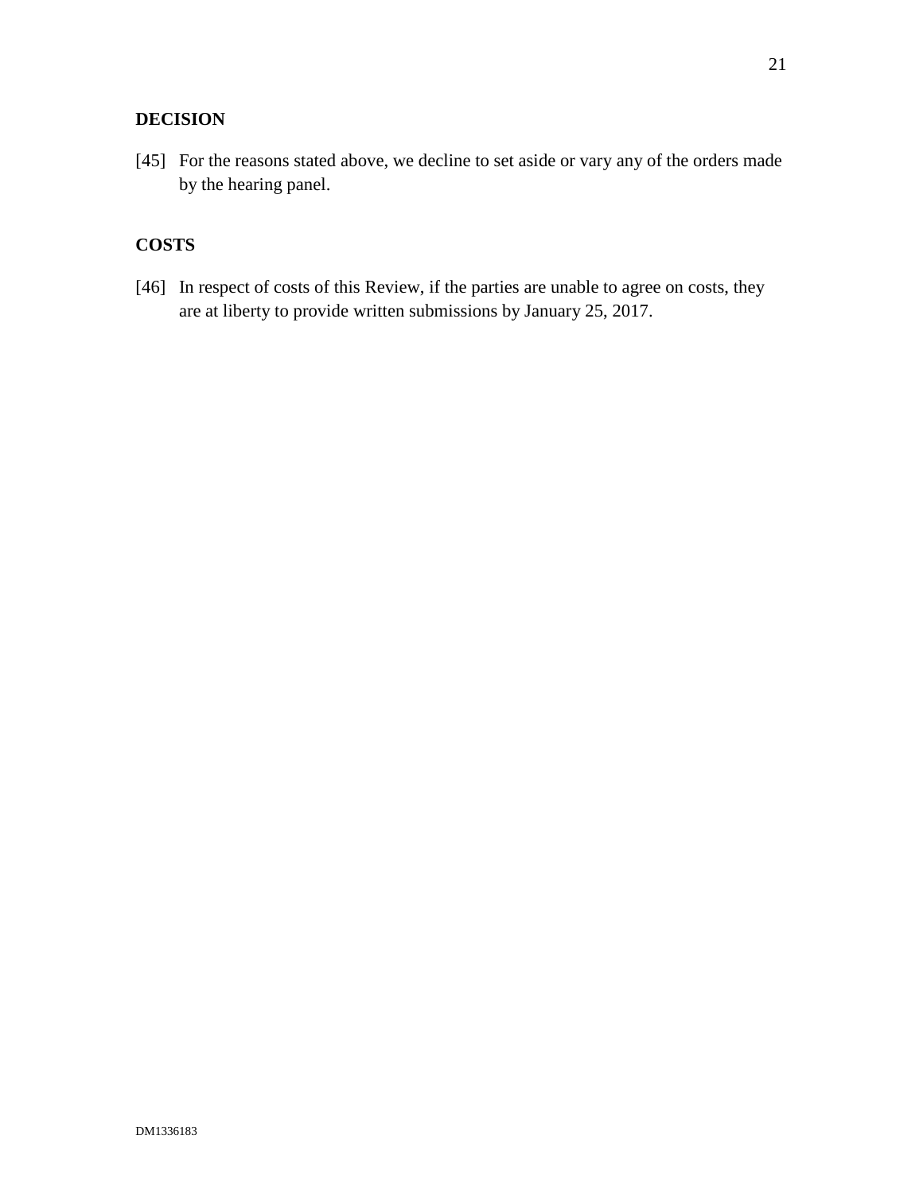## DECISION

[45] For the reasons stated above, we decline to set aside or vary any of the orders made by the hearing panel.

## COSTS

[46] In respect of costs of this Review, if the parties are unable to agree on costs, they are at liberty to provide written submissions by January 25, 2017.

DM1336183